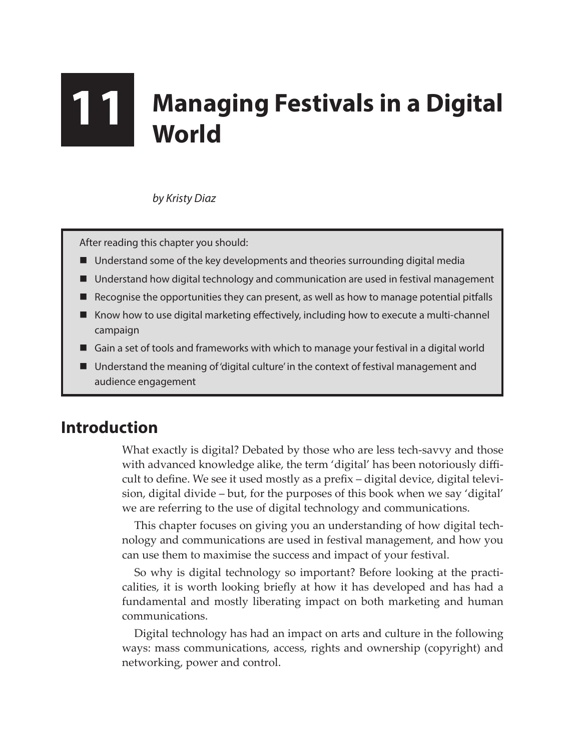# 11 Managing Festivals in a Digital World

*by Kristy Diaz*

After reading this chapter you should:

- Understand some of the key developments and theories surrounding digital media
- Understand how digital technology and communication are used in festival management
- Recognise the opportunities they can present, as well as how to manage potential pitfalls
- Know how to use digital marketing effectively, including how to execute a multi-channel campaign
- Gain a set of tools and frameworks with which to manage your festival in a digital world
- Understand the meaning of 'digital culture' in the context of festival management and audience engagement

## Introduction

What exactly is digital? Debated by those who are less tech-savvy and those with advanced knowledge alike, the term 'digital' has been notoriously difficult to define. We see it used mostly as a prefix – digital device, digital television, digital divide – but, for the purposes of this book when we say 'digital' we are referring to the use of digital technology and communications.

This chapter focuses on giving you an understanding of how digital technology and communications are used in festival management, and how you can use them to maximise the success and impact of your festival.

So why is digital technology so important? Before looking at the practicalities, it is worth looking briefly at how it has developed and has had a fundamental and mostly liberating impact on both marketing and human communications.

Digital technology has had an impact on arts and culture in the following ways: mass communications, access, rights and ownership (copyright) and networking, power and control.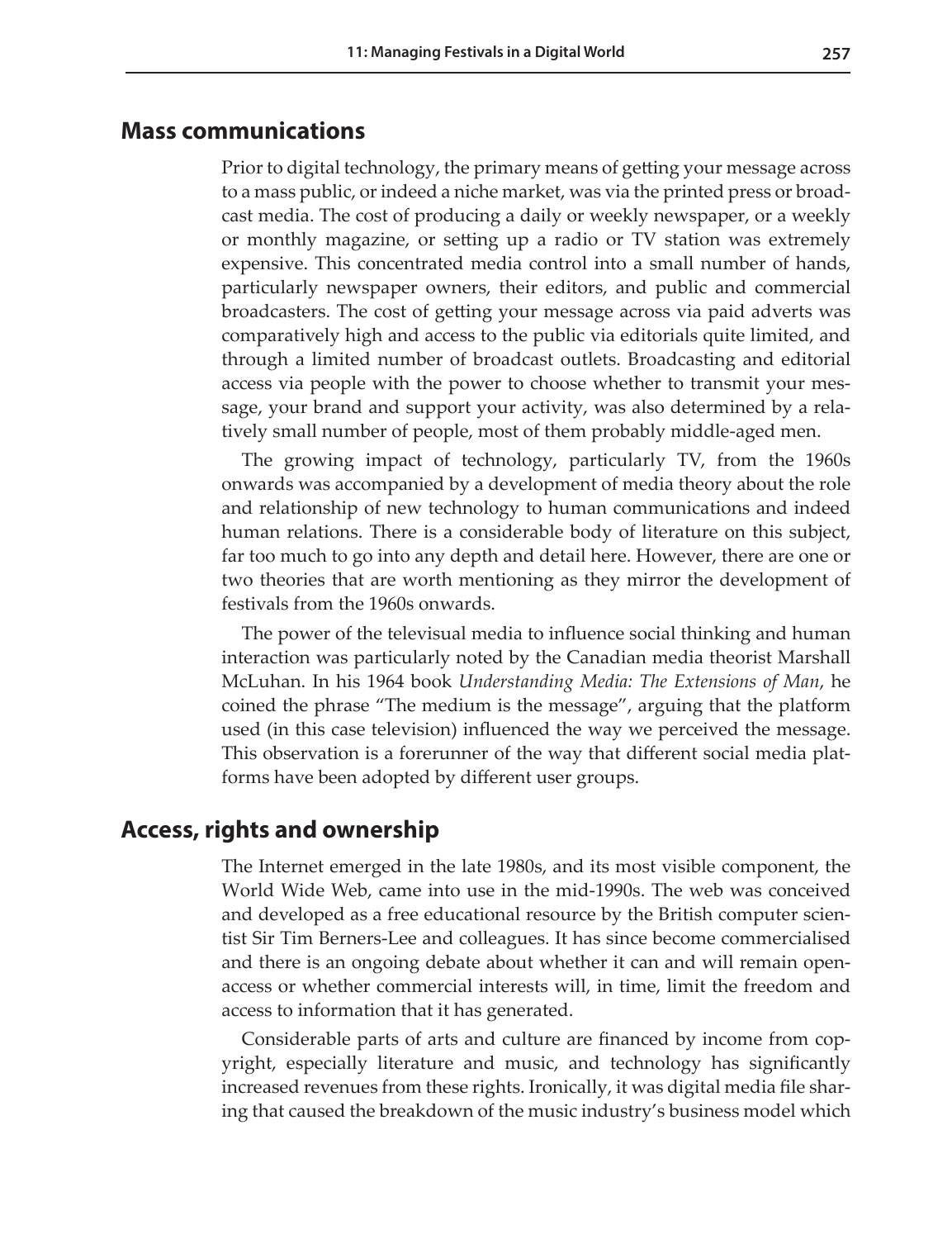## Mass communications

Prior to digital technology, the primary means of getting your message across to a mass public, or indeed a niche market, was via the printed press or broadcast media. The cost of producing a daily or weekly newspaper, or a weekly or monthly magazine, or setting up a radio or TV station was extremely expensive. This concentrated media control into a small number of hands, particularly newspaper owners, their editors, and public and commercial broadcasters. The cost of getting your message across via paid adverts was comparatively high and access to the public via editorials quite limited, and through a limited number of broadcast outlets. Broadcasting and editorial access via people with the power to choose whether to transmit your message, your brand and support your activity, was also determined by a relatively small number of people, most of them probably middle-aged men.

The growing impact of technology, particularly TV, from the 1960s onwards was accompanied by a development of media theory about the role and relationship of new technology to human communications and indeed human relations. There is a considerable body of literature on this subject, far too much to go into any depth and detail here. However, there are one or two theories that are worth mentioning as they mirror the development of festivals from the 1960s onwards.

The power of the televisual media to influence social thinking and human interaction was particularly noted by the Canadian media theorist Marshall McLuhan. In his 1964 book *Understanding Media: The Extensions of Man*, he coined the phrase "The medium is the message", arguing that the platform used (in this case television) influenced the way we perceived the message. This observation is a forerunner of the way that different social media platforms have been adopted by different user groups.

## Access, rights and ownership

The Internet emerged in the late 1980s, and its most visible component, the World Wide Web, came into use in the mid-1990s. The web was conceived and developed as a free educational resource by the British computer scientist Sir Tim Berners-Lee and colleagues. It has since become commercialised and there is an ongoing debate about whether it can and will remain open-access or whether commercial interests will, in time, limit the freedom and access to information that it has generated.

Considerable parts of arts and culture are financed by income from copyright, especially literature and music, and technology has significantly increased revenues from these rights. Ironically, it was digital media file sharing that caused the breakdown of the music industry's business model which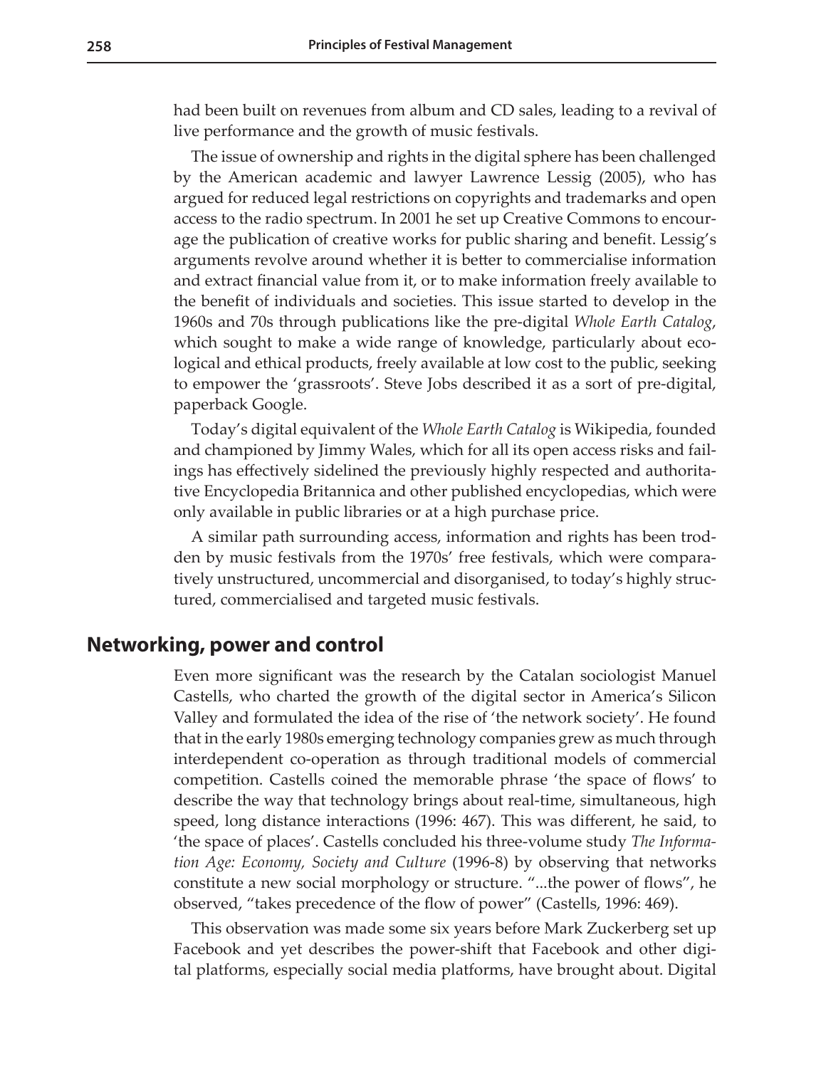had been built on revenues from album and CD sales, leading to a revival of live performance and the growth of music festivals.

The issue of ownership and rights in the digital sphere has been challenged by the American academic and lawyer Lawrence Lessig (2005), who has argued for reduced legal restrictions on copyrights and trademarks and open access to the radio spectrum. In 2001 he set up Creative Commons to encourage the publication of creative works for public sharing and benefit. Lessig's arguments revolve around whether it is better to commercialise information and extract financial value from it, or to make information freely available to the benefit of individuals and societies. This issue started to develop in the 1960s and 70s through publications like the pre-digital *Whole Earth Catalog*, which sought to make a wide range of knowledge, particularly about ecological and ethical products, freely available at low cost to the public, seeking to empower the 'grassroots'. Steve Jobs described it as a sort of pre-digital, paperback Google.

Today's digital equivalent of the *Whole Earth Catalog* is Wikipedia, founded and championed by Jimmy Wales, which for all its open access risks and failings has effectively sidelined the previously highly respected and authoritative Encyclopedia Britannica and other published encyclopedias, which were only available in public libraries or at a high purchase price.

A similar path surrounding access, information and rights has been trodden by music festivals from the 1970s' free festivals, which were comparatively unstructured, uncommercial and disorganised, to today's highly structured, commercialised and targeted music festivals.

## Networking, power and control

Even more significant was the research by the Catalan sociologist Manuel Castells, who charted the growth of the digital sector in America's Silicon Valley and formulated the idea of the rise of 'the network society'. He found that in the early 1980s emerging technology companies grew as much through interdependent co-operation as through traditional models of commercial competition. Castells coined the memorable phrase 'the space of flows' to describe the way that technology brings about real-time, simultaneous, high speed, long distance interactions (1996: 467). This was different, he said, to 'the space of places'. Castells concluded his three-volume study *The Information Age: Economy, Society and Culture* (1996-8) by observing that networks constitute a new social morphology or structure. "...the power of flows", he observed, "takes precedence of the flow of power" (Castells, 1996: 469).

This observation was made some six years before Mark Zuckerberg set up Facebook and yet describes the power-shift that Facebook and other digital platforms, especially social media platforms, have brought about. Digital